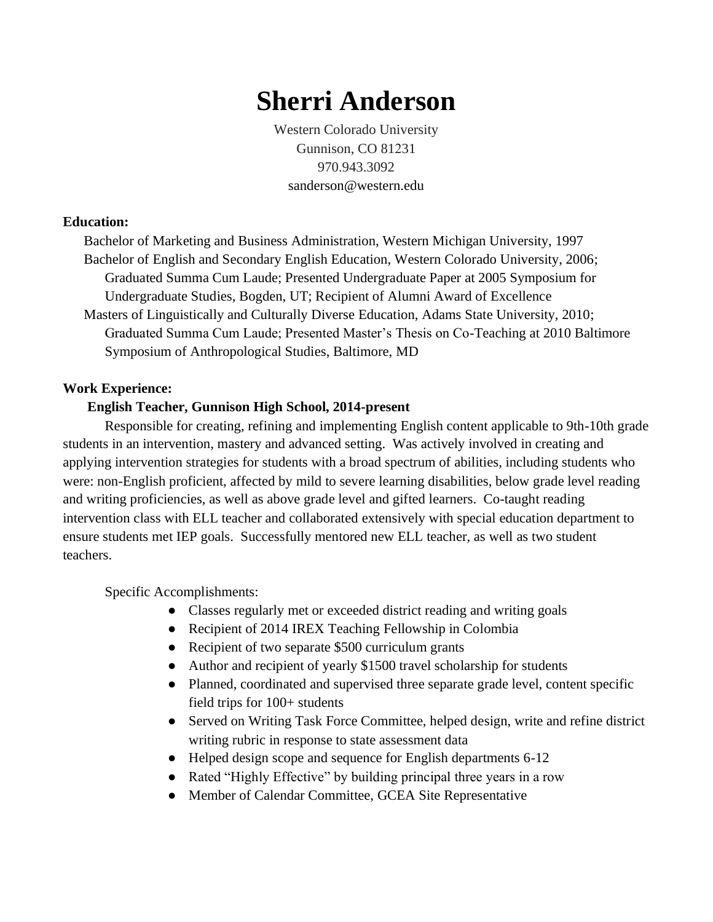# Sherri Anderson

Western Colorado University
Gunnison, CO 81231
970.943.3092
sanderson@western.edu

**Education:**

Bachelor of Marketing and Business Administration, Western Michigan University, 1997

Bachelor of English and Secondary English Education, Western Colorado University, 2006; Graduated Summa Cum Laude; Presented Undergraduate Paper at 2005 Symposium for Undergraduate Studies, Bogden, UT; Recipient of Alumni Award of Excellence

Masters of Linguistically and Culturally Diverse Education, Adams State University, 2010; Graduated Summa Cum Laude; Presented Master's Thesis on Co-Teaching at 2010 Baltimore Symposium of Anthropological Studies, Baltimore, MD

**Work Experience:**

**English Teacher, Gunnison High School, 2014-present**

Responsible for creating, refining and implementing English content applicable to 9th-10th grade students in an intervention, mastery and advanced setting. Was actively involved in creating and applying intervention strategies for students with a broad spectrum of abilities, including students who were: non-English proficient, affected by mild to severe learning disabilities, below grade level reading and writing proficiencies, as well as above grade level and gifted learners. Co-taught reading intervention class with ELL teacher and collaborated extensively with special education department to ensure students met IEP goals. Successfully mentored new ELL teacher, as well as two student teachers.

Specific Accomplishments:

- Classes regularly met or exceeded district reading and writing goals
- Recipient of 2014 IREX Teaching Fellowship in Colombia
- Recipient of two separate $500 curriculum grants
- Author and recipient of yearly $1500 travel scholarship for students
- Planned, coordinated and supervised three separate grade level, content specific field trips for 100+ students
- Served on Writing Task Force Committee, helped design, write and refine district writing rubric in response to state assessment data
- Helped design scope and sequence for English departments 6-12
- Rated "Highly Effective" by building principal three years in a row
- Member of Calendar Committee, GCEA Site Representative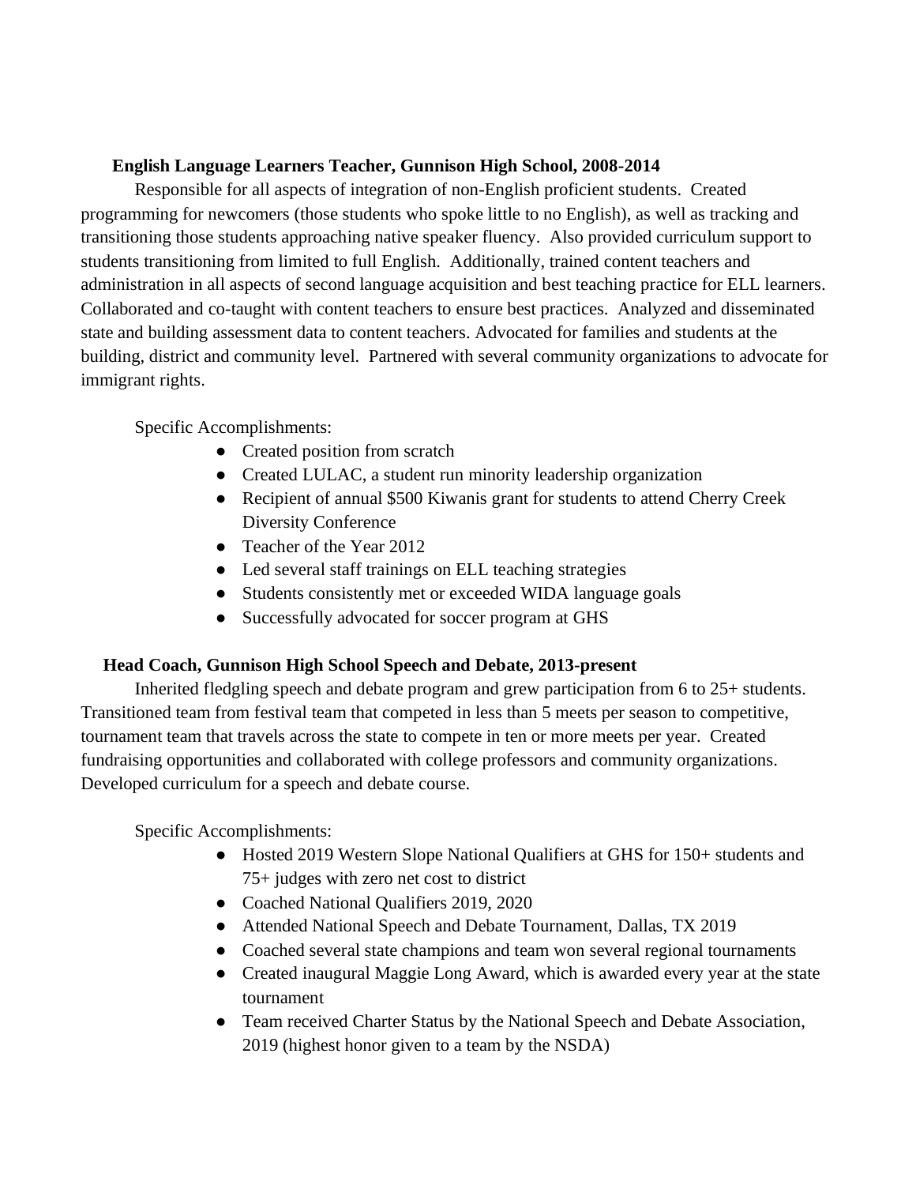**English Language Learners Teacher, Gunnison High School, 2008-2014**

Responsible for all aspects of integration of non-English proficient students. Created programming for newcomers (those students who spoke little to no English), as well as tracking and transitioning those students approaching native speaker fluency. Also provided curriculum support to students transitioning from limited to full English. Additionally, trained content teachers and administration in all aspects of second language acquisition and best teaching practice for ELL learners. Collaborated and co-taught with content teachers to ensure best practices. Analyzed and disseminated state and building assessment data to content teachers. Advocated for families and students at the building, district and community level. Partnered with several community organizations to advocate for immigrant rights.

Specific Accomplishments:

- Created position from scratch
- Created LULAC, a student run minority leadership organization
- Recipient of annual $500 Kiwanis grant for students to attend Cherry Creek Diversity Conference
- Teacher of the Year 2012
- Led several staff trainings on ELL teaching strategies
- Students consistently met or exceeded WIDA language goals
- Successfully advocated for soccer program at GHS

**Head Coach, Gunnison High School Speech and Debate, 2013-present**

Inherited fledgling speech and debate program and grew participation from 6 to 25+ students. Transitioned team from festival team that competed in less than 5 meets per season to competitive, tournament team that travels across the state to compete in ten or more meets per year. Created fundraising opportunities and collaborated with college professors and community organizations. Developed curriculum for a speech and debate course.

Specific Accomplishments:

- Hosted 2019 Western Slope National Qualifiers at GHS for 150+ students and 75+ judges with zero net cost to district
- Coached National Qualifiers 2019, 2020
- Attended National Speech and Debate Tournament, Dallas, TX 2019
- Coached several state champions and team won several regional tournaments
- Created inaugural Maggie Long Award, which is awarded every year at the state tournament
- Team received Charter Status by the National Speech and Debate Association, 2019 (highest honor given to a team by the NSDA)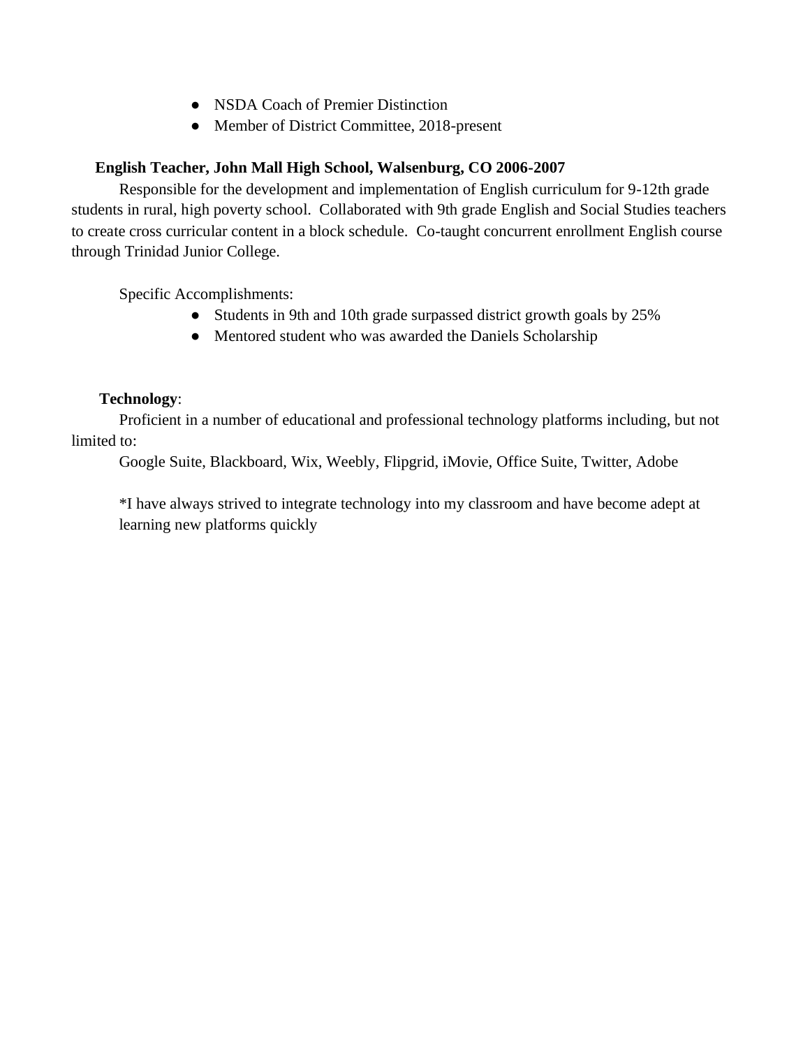- NSDA Coach of Premier Distinction
- Member of District Committee, 2018-present

**English Teacher, John Mall High School, Walsenburg, CO 2006-2007**

Responsible for the development and implementation of English curriculum for 9-12th grade students in rural, high poverty school. Collaborated with 9th grade English and Social Studies teachers to create cross curricular content in a block schedule. Co-taught concurrent enrollment English course through Trinidad Junior College.

Specific Accomplishments:

- Students in 9th and 10th grade surpassed district growth goals by 25%
- Mentored student who was awarded the Daniels Scholarship

**Technology**:

Proficient in a number of educational and professional technology platforms including, but not limited to:

Google Suite, Blackboard, Wix, Weebly, Flipgrid, iMovie, Office Suite, Twitter, Adobe

*I have always strived to integrate technology into my classroom and have become adept at learning new platforms quickly